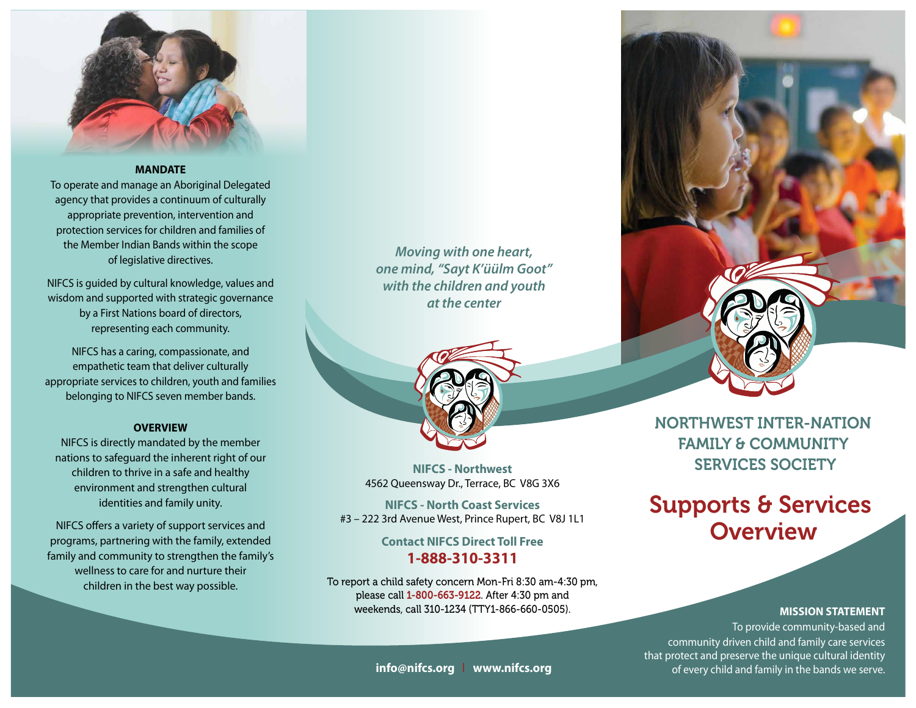# NORTHWEST INTER-NATION FAMILY & COMMUNITY SERVICES SOCIETY

## Supports & Services Overview

### MISSION STATEMENT

To provide community-based and community driven child and family care services that protect and preserve the unique cultural identity of every child and family in the bands we serve.

### MANDATE

To operate and manage an Aboriginal Delegated agency that provides a continuum of culturally appropriate prevention, intervention and protection services for children and families of the Member Indian Bands within the scope of legislative directives.

NIFCS is guided by cultural knowledge, values and wisdom and supported with strategic governance by a First Nations board of directors, representing each community.

NIFCS has a caring, compassionate, and empathetic team that deliver culturally appropriate services to children, youth and families belonging to NIFCS seven member bands.

### OVERVIEW

NIFCS is directly mandated by the member nations to safeguard the inherent right of our children to thrive in a safe and healthy environment and strengthen cultural identities and family unity.

NIFCS offers a variety of support services and programs, partnering with the family, extended family and community to strengthen the family's wellness to care for and nurture their children in the best way possible.

*Moving with one heart, one mind, "Sayt K'üülm Goot" with the children and youth at the center*

**NIFCS - Northwest**
4562 Queensway Dr., Terrace, BC V8G 3X6

**NIFCS - North Coast Services**
#3 – 222 3rd Avenue West, Prince Rupert, BC V8J 1L1

**Contact NIFCS Direct Toll Free**
**1-888-310-3311**

To report a child safety concern Mon-Fri 8:30 am-4:30 pm, please call 1-800-663-9122. After 4:30 pm and weekends, call 310-1234 (TTY1-866-660-0505).

**info@nifcs.org | www.nifcs.org**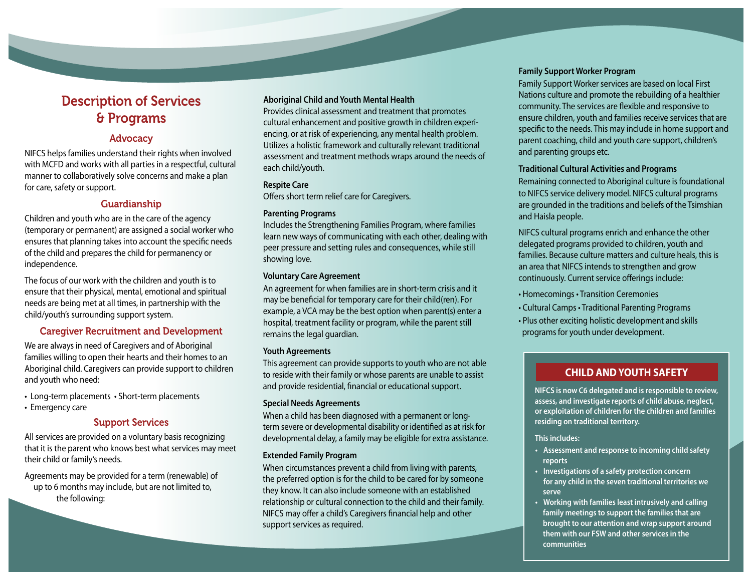# Description of Services & Programs

## Advocacy

NIFCS helps families understand their rights when involved with MCFD and works with all parties in a respectful, cultural manner to collaboratively solve concerns and make a plan for care, safety or support.

## Guardianship

Children and youth who are in the care of the agency (temporary or permanent) are assigned a social worker who ensures that planning takes into account the specific needs of the child and prepares the child for permanency or independence.

The focus of our work with the children and youth is to ensure that their physical, mental, emotional and spiritual needs are being met at all times, in partnership with the child/youth's surrounding support system.

## Caregiver Recruitment and Development

We are always in need of Caregivers and of Aboriginal families willing to open their hearts and their homes to an Aboriginal child. Caregivers can provide support to children and youth who need:

- Long-term placements
- Short-term placements
- Emergency care

## Support Services

All services are provided on a voluntary basis recognizing that it is the parent who knows best what services may meet their child or family's needs.

Agreements may be provided for a term (renewable) of up to 6 months may include, but are not limited to, the following:

**Aboriginal Child and Youth Mental Health**

Provides clinical assessment and treatment that promotes cultural enhancement and positive growth in children experiencing, or at risk of experiencing, any mental health problem. Utilizes a holistic framework and culturally relevant traditional assessment and treatment methods wraps around the needs of each child/youth.

**Respite Care**

Offers short term relief care for Caregivers.

**Parenting Programs**

Includes the Strengthening Families Program, where families learn new ways of communicating with each other, dealing with peer pressure and setting rules and consequences, while still showing love.

**Voluntary Care Agreement**

An agreement for when families are in short-term crisis and it may be beneficial for temporary care for their child(ren). For example, a VCA may be the best option when parent(s) enter a hospital, treatment facility or program, while the parent still remains the legal guardian.

**Youth Agreements**

This agreement can provide supports to youth who are not able to reside with their family or whose parents are unable to assist and provide residential, financial or educational support.

**Special Needs Agreements**

When a child has been diagnosed with a permanent or long-term severe or developmental disability or identified as at risk for developmental delay, a family may be eligible for extra assistance.

**Extended Family Program**

When circumstances prevent a child from living with parents, the preferred option is for the child to be cared for by someone they know. It can also include someone with an established relationship or cultural connection to the child and their family. NIFCS may offer a child's Caregivers financial help and other support services as required.

**Family Support Worker Program**

Family Support Worker services are based on local First Nations culture and promote the rebuilding of a healthier community. The services are flexible and responsive to ensure children, youth and families receive services that are specific to the needs. This may include in home support and parent coaching, child and youth care support, children's and parenting groups etc.

**Traditional Cultural Activities and Programs**

Remaining connected to Aboriginal culture is foundational to NIFCS service delivery model. NIFCS cultural programs are grounded in the traditions and beliefs of the Tsimshian and Haisla people.

NIFCS cultural programs enrich and enhance the other delegated programs provided to children, youth and families. Because culture matters and culture heals, this is an area that NIFCS intends to strengthen and grow continuously. Current service offerings include:

- Homecomings
- Transition Ceremonies
- Cultural Camps
- Traditional Parenting Programs
- Plus other exciting holistic development and skills programs for youth under development.

## CHILD AND YOUTH SAFETY

**NIFCS is now C6 delegated and is responsible to review, assess, and investigate reports of child abuse, neglect, or exploitation of children for the children and families residing on traditional territory.**

**This includes:**

- **Assessment and response to incoming child safety reports**
- **Investigations of a safety protection concern for any child in the seven traditional territories we serve**
- **Working with families least intrusively and calling family meetings to support the families that are brought to our attention and wrap support around them with our FSW and other services in the communities**